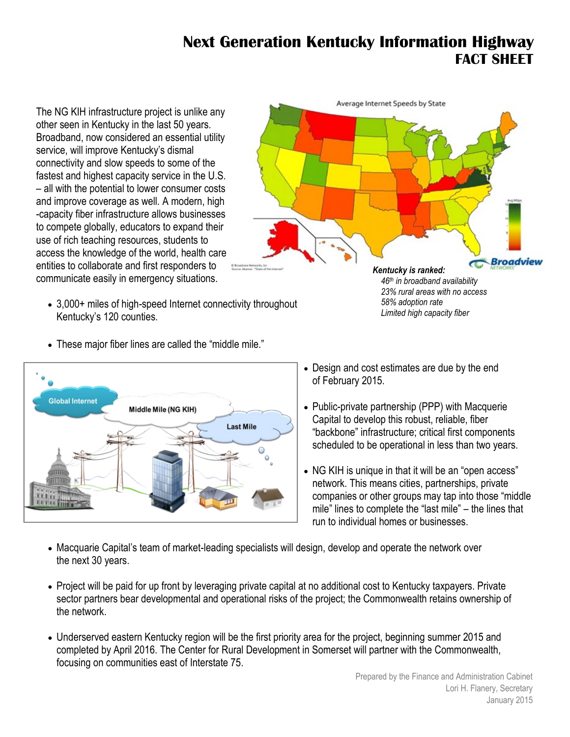# Next Generation Kentucky Information Highway
## FACT SHEET

The NG KIH infrastructure project is unlike any other seen in Kentucky in the last 50 years. Broadband, now considered an essential utility service, will improve Kentucky's dismal connectivity and slow speeds to some of the fastest and highest capacity service in the U.S. – all with the potential to lower consumer costs and improve coverage as well. A modern, high -capacity fiber infrastructure allows businesses to compete globally, educators to expand their use of rich teaching resources, students to access the knowledge of the world, health care entities to collaborate and first responders to communicate easily in emergency situations.

***Kentucky is ranked:***
*46th in broadband availability*
*23% rural areas with no access*
*58% adoption rate*
*Limited high capacity fiber*

- 3,000+ miles of high-speed Internet connectivity throughout Kentucky's 120 counties.
- These major fiber lines are called the "middle mile."
- Design and cost estimates are due by the end of February 2015.
- Public-private partnership (PPP) with Macquerie Capital to develop this robust, reliable, fiber "backbone" infrastructure; critical first components scheduled to be operational in less than two years.
- NG KIH is unique in that it will be an "open access" network. This means cities, partnerships, private companies or other groups may tap into those "middle mile" lines to complete the "last mile" – the lines that run to individual homes or businesses.
- Macquarie Capital's team of market-leading specialists will design, develop and operate the network over the next 30 years.
- Project will be paid for up front by leveraging private capital at no additional cost to Kentucky taxpayers. Private sector partners bear developmental and operational risks of the project; the Commonwealth retains ownership of the network.
- Underserved eastern Kentucky region will be the first priority area for the project, beginning summer 2015 and completed by April 2016. The Center for Rural Development in Somerset will partner with the Commonwealth, focusing on communities east of Interstate 75.

Prepared by the Finance and Administration Cabinet
Lori H. Flanery, Secretary
January 2015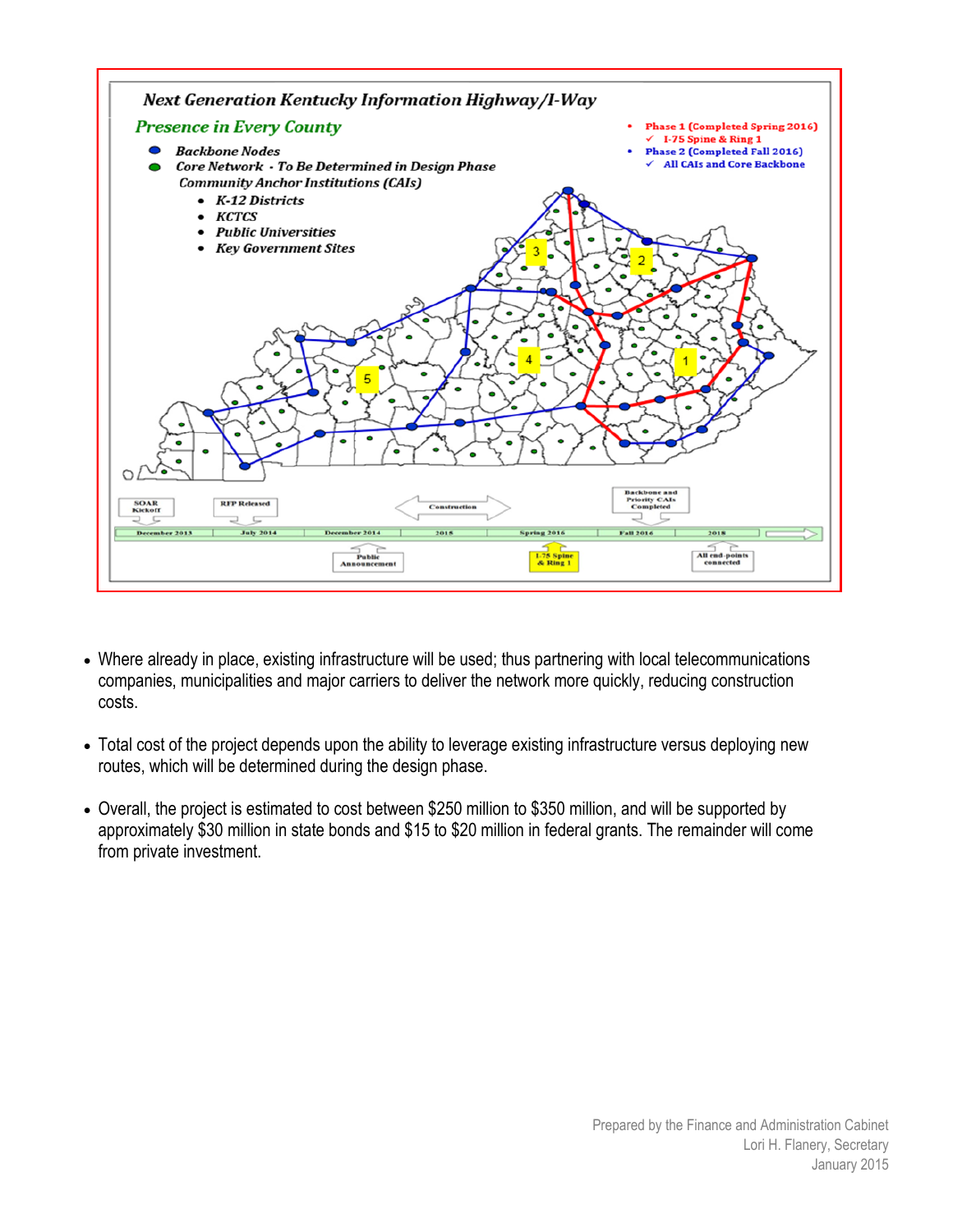**Next Generation Kentucky Information Highway/I-Way**

**Presence in Every County**

- Backbone Nodes
- Core Network - To Be Determined in Design Phase

Community Anchor Institutions (CAIs)

- K-12 Districts
- KCTCS
- Public Universities
- Key Government Sites

- Phase 1 (Completed Spring 2016)
  - ✓ I-75 Spine & Ring 1
- Phase 2 (Completed Fall 2016)
  - ✓ All CAIs and Core Backbone

1
2
3
4
5

SOAR Kickoff
RFP Released
Construction
Backbone and Priority CAIs Completed

December 2013
July 2014
December 2014
2015
Spring 2016
Fall 2016
2018

Public Announcement
I-75 Spine & Ring 1
All end-points connected

- Where already in place, existing infrastructure will be used; thus partnering with local telecommunications companies, municipalities and major carriers to deliver the network more quickly, reducing construction costs.
- Total cost of the project depends upon the ability to leverage existing infrastructure versus deploying new routes, which will be determined during the design phase.
- Overall, the project is estimated to cost between $250 million to $350 million, and will be supported by approximately $30 million in state bonds and $15 to $20 million in federal grants. The remainder will come from private investment.

Prepared by the Finance and Administration Cabinet
Lori H. Flanery, Secretary
January 2015